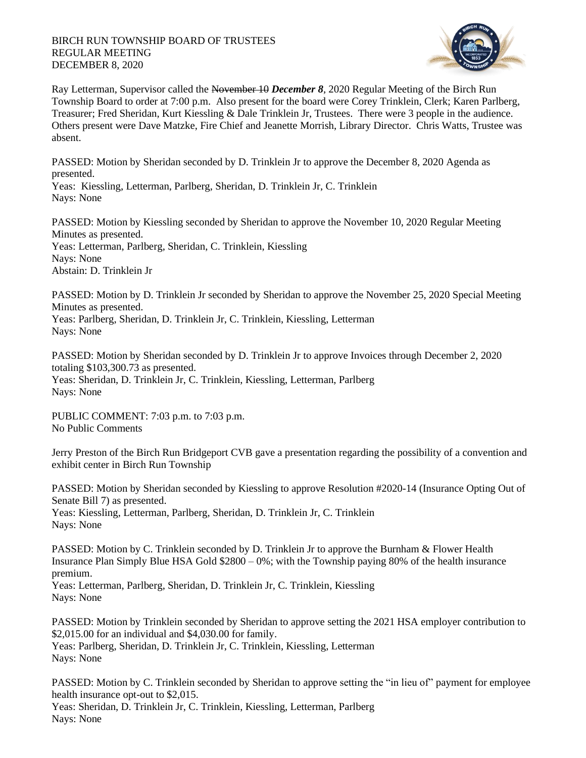BIRCH RUN TOWNSHIP BOARD OF TRUSTEES
REGULAR MEETING
DECEMBER 8, 2020

Ray Letterman, Supervisor called the ~~November 10~~ ***December 8***, 2020 Regular Meeting of the Birch Run Township Board to order at 7:00 p.m. Also present for the board were Corey Trinklein, Clerk; Karen Parlberg, Treasurer; Fred Sheridan, Kurt Kiessling & Dale Trinklein Jr, Trustees. There were 3 people in the audience. Others present were Dave Matzke, Fire Chief and Jeanette Morrish, Library Director. Chris Watts, Trustee was absent.

PASSED: Motion by Sheridan seconded by D. Trinklein Jr to approve the December 8, 2020 Agenda as presented.
Yeas: Kiessling, Letterman, Parlberg, Sheridan, D. Trinklein Jr, C. Trinklein
Nays: None

PASSED: Motion by Kiessling seconded by Sheridan to approve the November 10, 2020 Regular Meeting Minutes as presented.
Yeas: Letterman, Parlberg, Sheridan, C. Trinklein, Kiessling
Nays: None
Abstain: D. Trinklein Jr

PASSED: Motion by D. Trinklein Jr seconded by Sheridan to approve the November 25, 2020 Special Meeting Minutes as presented.
Yeas: Parlberg, Sheridan, D. Trinklein Jr, C. Trinklein, Kiessling, Letterman
Nays: None

PASSED: Motion by Sheridan seconded by D. Trinklein Jr to approve Invoices through December 2, 2020 totaling $103,300.73 as presented.
Yeas: Sheridan, D. Trinklein Jr, C. Trinklein, Kiessling, Letterman, Parlberg
Nays: None

PUBLIC COMMENT: 7:03 p.m. to 7:03 p.m.
No Public Comments

Jerry Preston of the Birch Run Bridgeport CVB gave a presentation regarding the possibility of a convention and exhibit center in Birch Run Township

PASSED: Motion by Sheridan seconded by Kiessling to approve Resolution #2020-14 (Insurance Opting Out of Senate Bill 7) as presented.
Yeas: Kiessling, Letterman, Parlberg, Sheridan, D. Trinklein Jr, C. Trinklein
Nays: None

PASSED: Motion by C. Trinklein seconded by D. Trinklein Jr to approve the Burnham & Flower Health Insurance Plan Simply Blue HSA Gold $2800 – 0%; with the Township paying 80% of the health insurance premium.
Yeas: Letterman, Parlberg, Sheridan, D. Trinklein Jr, C. Trinklein, Kiessling
Nays: None

PASSED: Motion by Trinklein seconded by Sheridan to approve setting the 2021 HSA employer contribution to $2,015.00 for an individual and $4,030.00 for family.
Yeas: Parlberg, Sheridan, D. Trinklein Jr, C. Trinklein, Kiessling, Letterman
Nays: None

PASSED: Motion by C. Trinklein seconded by Sheridan to approve setting the "in lieu of" payment for employee health insurance opt-out to $2,015.
Yeas: Sheridan, D. Trinklein Jr, C. Trinklein, Kiessling, Letterman, Parlberg
Nays: None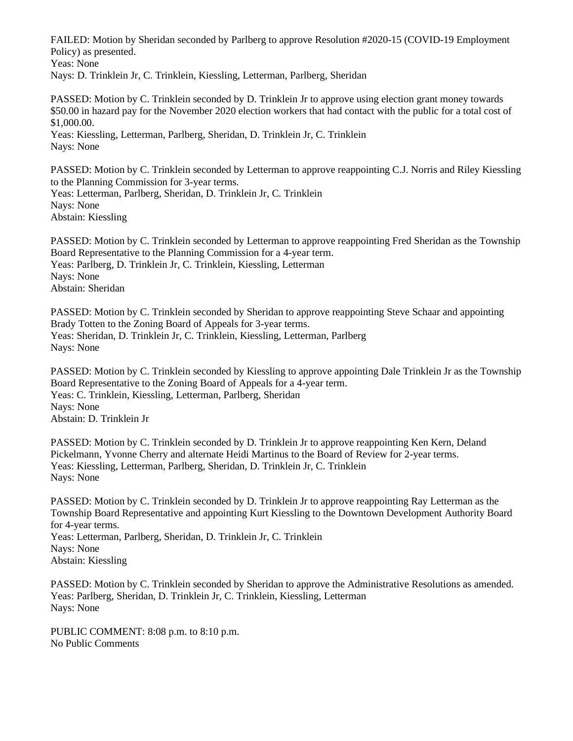FAILED: Motion by Sheridan seconded by Parlberg to approve Resolution #2020-15 (COVID-19 Employment Policy) as presented.
Yeas: None
Nays: D. Trinklein Jr, C. Trinklein, Kiessling, Letterman, Parlberg, Sheridan

PASSED: Motion by C. Trinklein seconded by D. Trinklein Jr to approve using election grant money towards $50.00 in hazard pay for the November 2020 election workers that had contact with the public for a total cost of $1,000.00.
Yeas: Kiessling, Letterman, Parlberg, Sheridan, D. Trinklein Jr, C. Trinklein
Nays: None

PASSED: Motion by C. Trinklein seconded by Letterman to approve reappointing C.J. Norris and Riley Kiessling to the Planning Commission for 3-year terms.
Yeas: Letterman, Parlberg, Sheridan, D. Trinklein Jr, C. Trinklein
Nays: None
Abstain: Kiessling

PASSED: Motion by C. Trinklein seconded by Letterman to approve reappointing Fred Sheridan as the Township Board Representative to the Planning Commission for a 4-year term.
Yeas: Parlberg, D. Trinklein Jr, C. Trinklein, Kiessling, Letterman
Nays: None
Abstain: Sheridan

PASSED: Motion by C. Trinklein seconded by Sheridan to approve reappointing Steve Schaar and appointing Brady Totten to the Zoning Board of Appeals for 3-year terms.
Yeas: Sheridan, D. Trinklein Jr, C. Trinklein, Kiessling, Letterman, Parlberg
Nays: None

PASSED: Motion by C. Trinklein seconded by Kiessling to approve appointing Dale Trinklein Jr as the Township Board Representative to the Zoning Board of Appeals for a 4-year term.
Yeas: C. Trinklein, Kiessling, Letterman, Parlberg, Sheridan
Nays: None
Abstain: D. Trinklein Jr

PASSED: Motion by C. Trinklein seconded by D. Trinklein Jr to approve reappointing Ken Kern, Deland Pickelmann, Yvonne Cherry and alternate Heidi Martinus to the Board of Review for 2-year terms.
Yeas: Kiessling, Letterman, Parlberg, Sheridan, D. Trinklein Jr, C. Trinklein
Nays: None

PASSED: Motion by C. Trinklein seconded by D. Trinklein Jr to approve reappointing Ray Letterman as the Township Board Representative and appointing Kurt Kiessling to the Downtown Development Authority Board for 4-year terms.
Yeas: Letterman, Parlberg, Sheridan, D. Trinklein Jr, C. Trinklein
Nays: None
Abstain: Kiessling

PASSED: Motion by C. Trinklein seconded by Sheridan to approve the Administrative Resolutions as amended.
Yeas: Parlberg, Sheridan, D. Trinklein Jr, C. Trinklein, Kiessling, Letterman
Nays: None

PUBLIC COMMENT: 8:08 p.m. to 8:10 p.m.
No Public Comments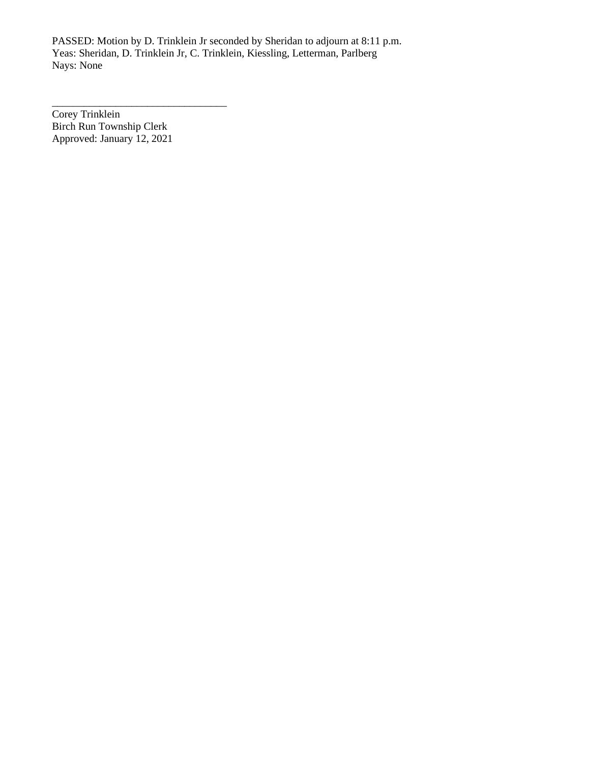PASSED: Motion by D. Trinklein Jr seconded by Sheridan to adjourn at 8:11 p.m.
Yeas: Sheridan, D. Trinklein Jr, C. Trinklein, Kiessling, Letterman, Parlberg
Nays: None

_________________________________

Corey Trinklein
Birch Run Township Clerk
Approved: January 12, 2021